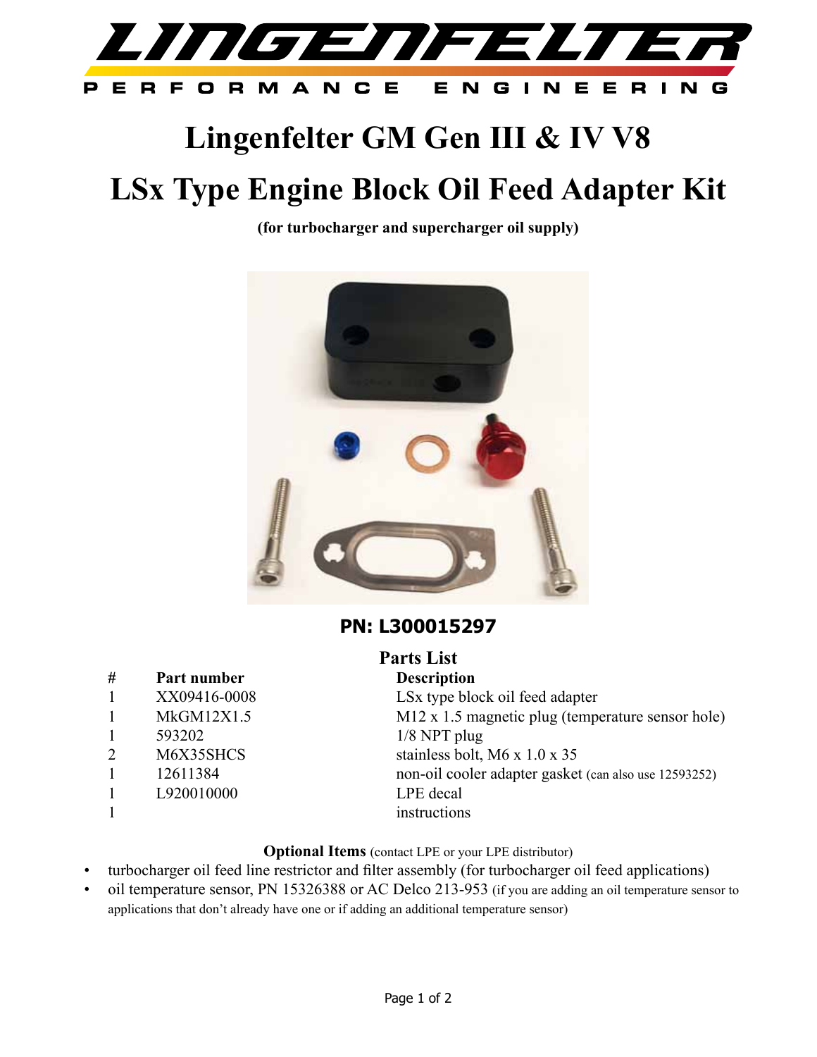LINGENFELTER PERFORMANCE ENGINEERING

# Lingenfelter GM Gen III & IV V8

# LSx Type Engine Block Oil Feed Adapter Kit

**(for turbocharger and supercharger oil supply)**

## PN: L300015297

### Parts List

| # | Part number | Description |
|---|---|---|
| 1 | XX09416-0008 | LSx type block oil feed adapter |
| 1 | MkGM12X1.5 | M12 x 1.5 magnetic plug (temperature sensor hole) |
| 1 | 593202 | 1/8 NPT plug |
| 2 | M6X35SHCS | stainless bolt, M6 x 1.0 x 35 |
| 1 | 12611384 | non-oil cooler adapter gasket (can also use 12593252) |
| 1 | L920010000 | LPE decal |
| 1 | | instructions |

**Optional Items** (contact LPE or your LPE distributor)

- turbocharger oil feed line restrictor and filter assembly (for turbocharger oil feed applications)
- oil temperature sensor, PN 15326388 or AC Delco 213-953 (if you are adding an oil temperature sensor to applications that don't already have one or if adding an additional temperature sensor)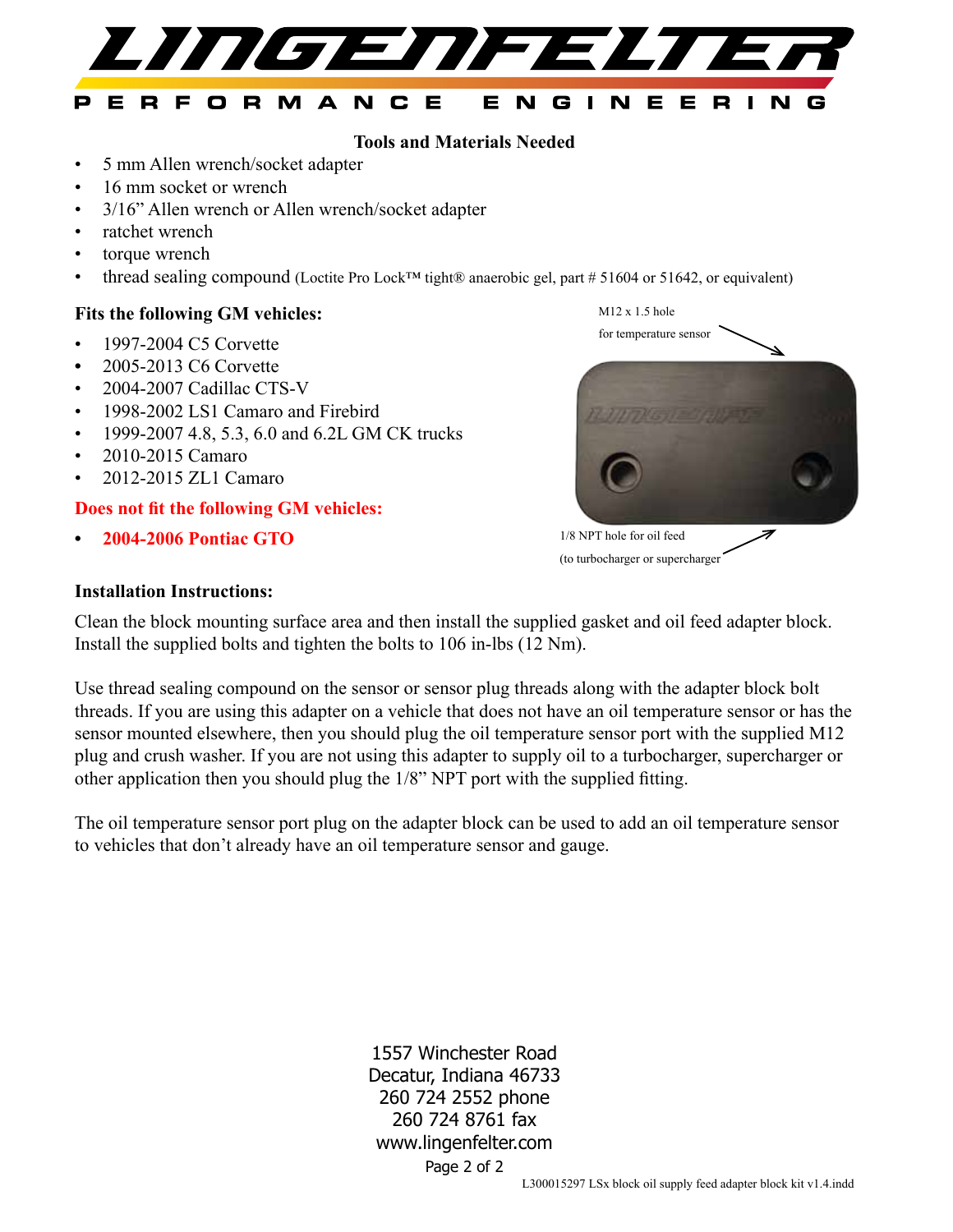# LINGENFELTER

PERFORMANCE ENGINEERING

**Tools and Materials Needed**

- 5 mm Allen wrench/socket adapter
- 16 mm socket or wrench
- 3/16" Allen wrench or Allen wrench/socket adapter
- ratchet wrench
- torque wrench
- thread sealing compound (Loctite Pro Lock™ tight® anaerobic gel, part # 51604 or 51642, or equivalent)

**Fits the following GM vehicles:**

- 1997-2004 C5 Corvette
- 2005-2013 C6 Corvette
- 2004-2007 Cadillac CTS-V
- 1998-2002 LS1 Camaro and Firebird
- 1999-2007 4.8, 5.3, 6.0 and 6.2L GM CK trucks
- 2010-2015 Camaro
- 2012-2015 ZL1 Camaro

**Does not fit the following GM vehicles:**

- **2004-2006 Pontiac GTO**

M12 x 1.5 hole
for temperature sensor

1/8 NPT hole for oil feed
(to turbocharger or supercharger

**Installation Instructions:**

Clean the block mounting surface area and then install the supplied gasket and oil feed adapter block. Install the supplied bolts and tighten the bolts to 106 in-lbs (12 Nm).

Use thread sealing compound on the sensor or sensor plug threads along with the adapter block bolt threads. If you are using this adapter on a vehicle that does not have an oil temperature sensor or has the sensor mounted elsewhere, then you should plug the oil temperature sensor port with the supplied M12 plug and crush washer. If you are not using this adapter to supply oil to a turbocharger, supercharger or other application then you should plug the 1/8" NPT port with the supplied fitting.

The oil temperature sensor port plug on the adapter block can be used to add an oil temperature sensor to vehicles that don't already have an oil temperature sensor and gauge.

1557 Winchester Road
Decatur, Indiana 46733
260 724 2552 phone
260 724 8761 fax
www.lingenfelter.com

L300015297 LSx block oil supply feed adapter block kit v1.4.indd